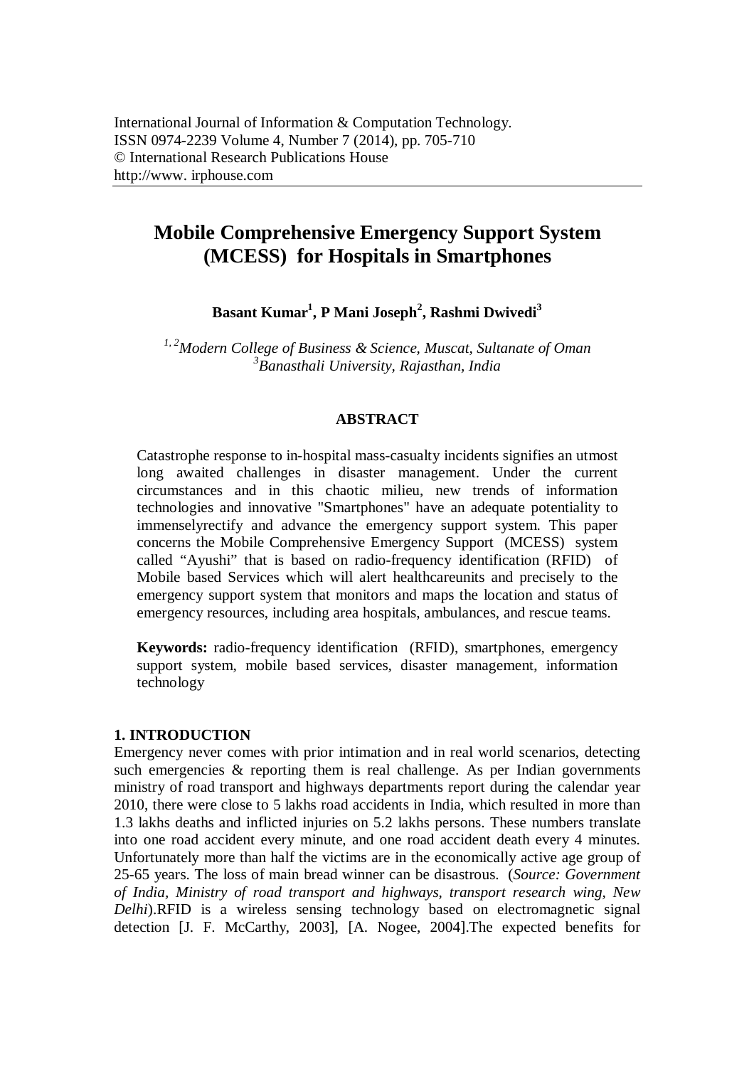International Journal of Information & Computation Technology.
ISSN 0974-2239 Volume 4, Number 7 (2014), pp. 705-710
© International Research Publications House
http://www. irphouse.com

# Mobile Comprehensive Emergency Support System (MCESS) for Hospitals in Smartphones

**Basant Kumar[1], P Mani Joseph[2], Rashmi Dwivedi[3]**

*[1, 2]Modern College of Business & Science, Muscat, Sultanate of Oman*
*[3]Banasthali University, Rajasthan, India*

## ABSTRACT

Catastrophe response to in-hospital mass-casualty incidents signifies an utmost long awaited challenges in disaster management. Under the current circumstances and in this chaotic milieu, new trends of information technologies and innovative "Smartphones" have an adequate potentiality to immenselyrectify and advance the emergency support system. This paper concerns the Mobile Comprehensive Emergency Support (MCESS) system called "Ayushi" that is based on radio-frequency identification (RFID) of Mobile based Services which will alert healthcareunits and precisely to the emergency support system that monitors and maps the location and status of emergency resources, including area hospitals, ambulances, and rescue teams.

**Keywords:** radio-frequency identification (RFID), smartphones, emergency support system, mobile based services, disaster management, information technology

## 1. INTRODUCTION

Emergency never comes with prior intimation and in real world scenarios, detecting such emergencies & reporting them is real challenge. As per Indian governments ministry of road transport and highways departments report during the calendar year 2010, there were close to 5 lakhs road accidents in India, which resulted in more than 1.3 lakhs deaths and inflicted injuries on 5.2 lakhs persons. These numbers translate into one road accident every minute, and one road accident death every 4 minutes. Unfortunately more than half the victims are in the economically active age group of 25-65 years. The loss of main bread winner can be disastrous. (*Source: Government of India, Ministry of road transport and highways, transport research wing, New Delhi*).RFID is a wireless sensing technology based on electromagnetic signal detection [J. F. McCarthy, 2003], [A. Nogee, 2004].The expected benefits for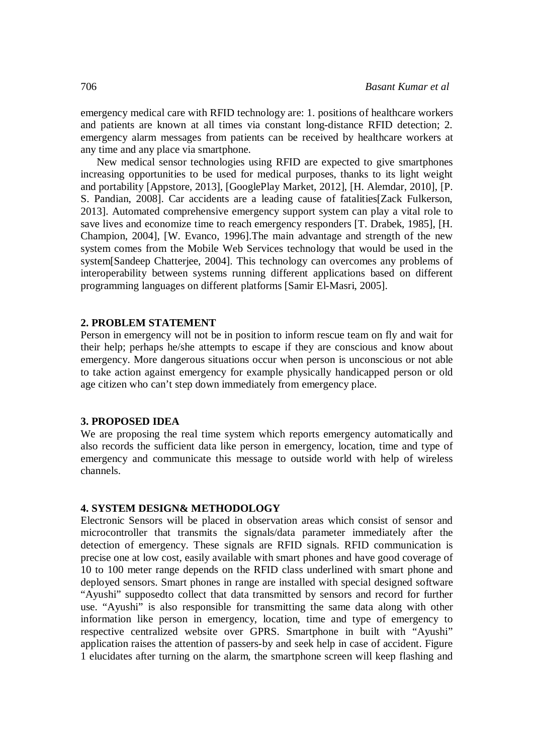emergency medical care with RFID technology are: 1. positions of healthcare workers and patients are known at all times via constant long-distance RFID detection; 2. emergency alarm messages from patients can be received by healthcare workers at any time and any place via smartphone.

New medical sensor technologies using RFID are expected to give smartphones increasing opportunities to be used for medical purposes, thanks to its light weight and portability [Appstore, 2013], [GooglePlay Market, 2012], [H. Alemdar, 2010], [P. S. Pandian, 2008]. Car accidents are a leading cause of fatalities[Zack Fulkerson, 2013]. Automated comprehensive emergency support system can play a vital role to save lives and economize time to reach emergency responders [T. Drabek, 1985], [H. Champion, 2004], [W. Evanco, 1996].The main advantage and strength of the new system comes from the Mobile Web Services technology that would be used in the system[Sandeep Chatterjee, 2004]. This technology can overcomes any problems of interoperability between systems running different applications based on different programming languages on different platforms [Samir El-Masri, 2005].

## 2. PROBLEM STATEMENT

Person in emergency will not be in position to inform rescue team on fly and wait for their help; perhaps he/she attempts to escape if they are conscious and know about emergency. More dangerous situations occur when person is unconscious or not able to take action against emergency for example physically handicapped person or old age citizen who can't step down immediately from emergency place.

## 3. PROPOSED IDEA

We are proposing the real time system which reports emergency automatically and also records the sufficient data like person in emergency, location, time and type of emergency and communicate this message to outside world with help of wireless channels.

## 4. SYSTEM DESIGN& METHODOLOGY

Electronic Sensors will be placed in observation areas which consist of sensor and microcontroller that transmits the signals/data parameter immediately after the detection of emergency. These signals are RFID signals. RFID communication is precise one at low cost, easily available with smart phones and have good coverage of 10 to 100 meter range depends on the RFID class underlined with smart phone and deployed sensors. Smart phones in range are installed with special designed software "Ayushi" supposedto collect that data transmitted by sensors and record for further use. "Ayushi" is also responsible for transmitting the same data along with other information like person in emergency, location, time and type of emergency to respective centralized website over GPRS. Smartphone in built with "Ayushi" application raises the attention of passers-by and seek help in case of accident. Figure 1 elucidates after turning on the alarm, the smartphone screen will keep flashing and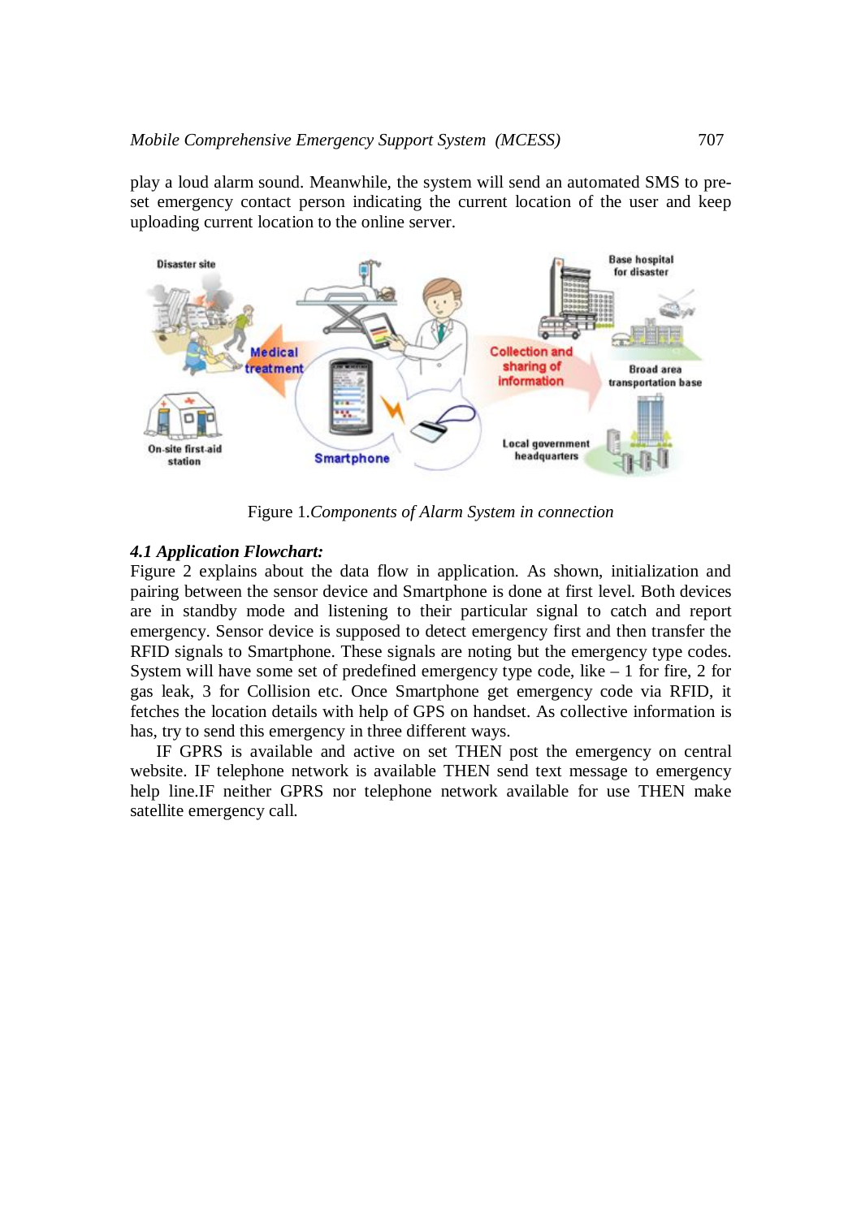play a loud alarm sound. Meanwhile, the system will send an automated SMS to pre-set emergency contact person indicating the current location of the user and keep uploading current location to the online server.

Figure 1.*Components of Alarm System in connection*

### *4.1 Application Flowchart:*

Figure 2 explains about the data flow in application. As shown, initialization and pairing between the sensor device and Smartphone is done at first level. Both devices are in standby mode and listening to their particular signal to catch and report emergency. Sensor device is supposed to detect emergency first and then transfer the RFID signals to Smartphone. These signals are noting but the emergency type codes. System will have some set of predefined emergency type code, like – 1 for fire, 2 for gas leak, 3 for Collision etc. Once Smartphone get emergency code via RFID, it fetches the location details with help of GPS on handset. As collective information is has, try to send this emergency in three different ways.

IF GPRS is available and active on set THEN post the emergency on central website. IF telephone network is available THEN send text message to emergency help line.IF neither GPRS nor telephone network available for use THEN make satellite emergency call.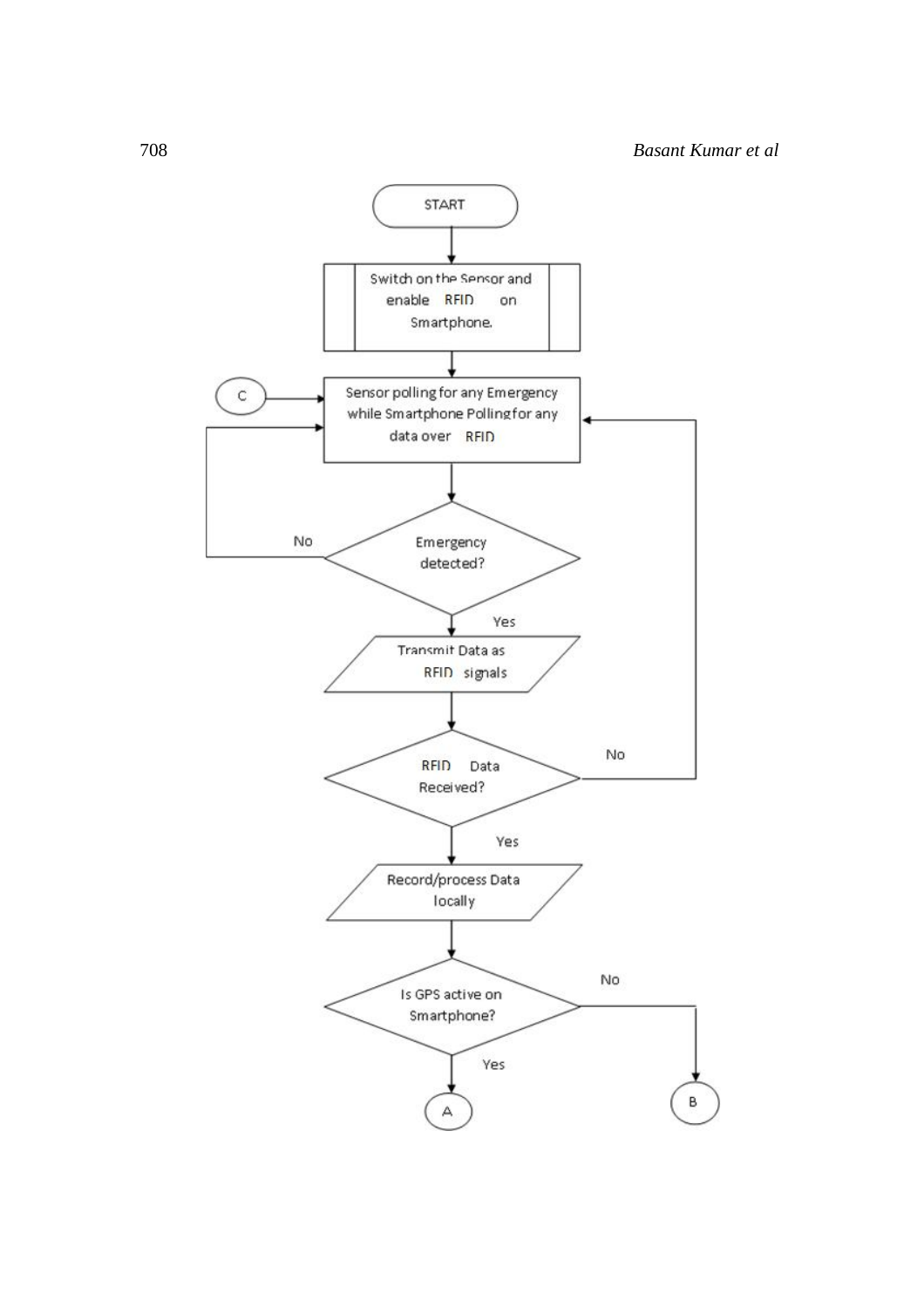START

Switch on the Sensor and enable RFID on Smartphone.

C

Sensor polling for any Emergency while Smartphone Polling for any data over RFID

Emergency detected?

No

Yes

Transmit Data as RFID signals

RFID Data Received?

No

Yes

Record/process Data locally

Is GPS active on Smartphone?

No

Yes

A

B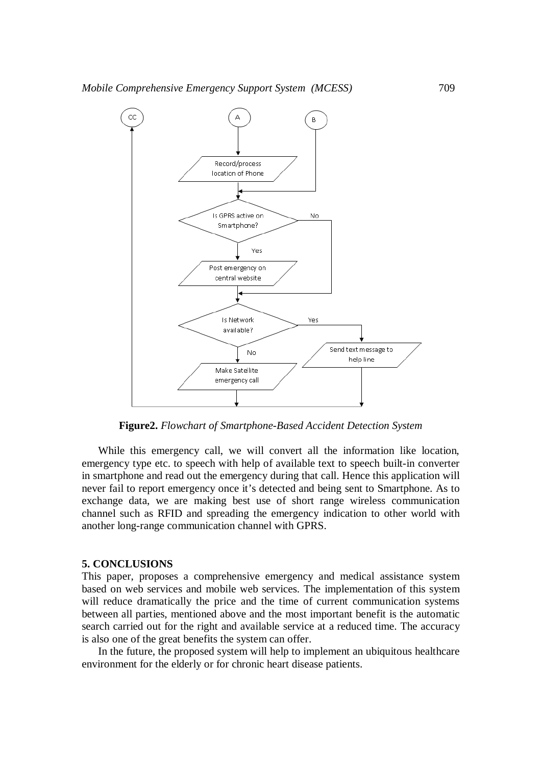**Figure2.** *Flowchart of Smartphone-Based Accident Detection System*

While this emergency call, we will convert all the information like location, emergency type etc. to speech with help of available text to speech built-in converter in smartphone and read out the emergency during that call. Hence this application will never fail to report emergency once it's detected and being sent to Smartphone. As to exchange data, we are making best use of short range wireless communication channel such as RFID and spreading the emergency indication to other world with another long-range communication channel with GPRS.

## 5. CONCLUSIONS

This paper, proposes a comprehensive emergency and medical assistance system based on web services and mobile web services. The implementation of this system will reduce dramatically the price and the time of current communication systems between all parties, mentioned above and the most important benefit is the automatic search carried out for the right and available service at a reduced time. The accuracy is also one of the great benefits the system can offer.

In the future, the proposed system will help to implement an ubiquitous healthcare environment for the elderly or for chronic heart disease patients.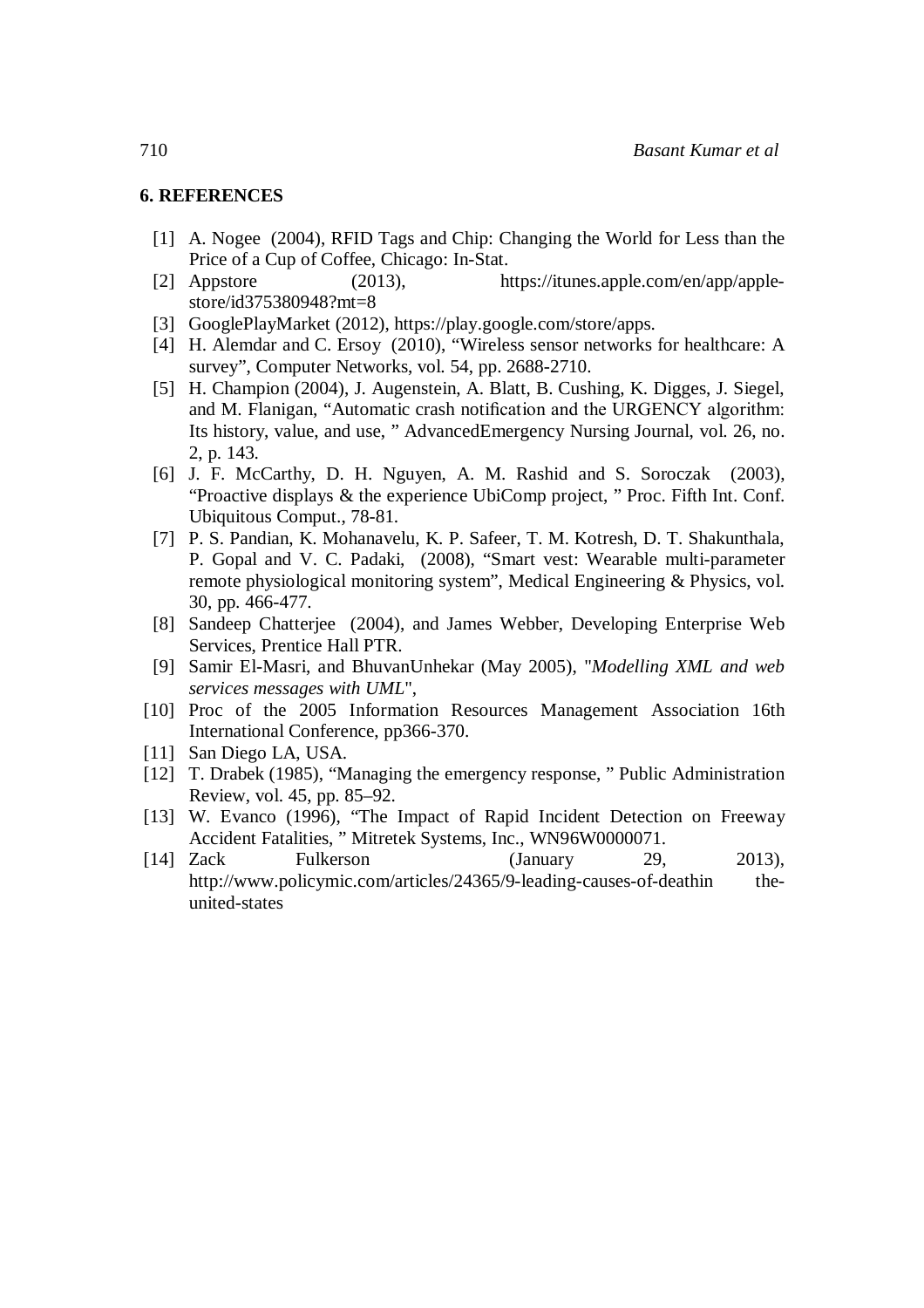## 6. REFERENCES

[1] A. Nogee (2004), RFID Tags and Chip: Changing the World for Less than the Price of a Cup of Coffee, Chicago: In-Stat.

[2] Appstore (2013), https://itunes.apple.com/en/app/apple-store/id375380948?mt=8

[3] GooglePlayMarket (2012), https://play.google.com/store/apps.

[4] H. Alemdar and C. Ersoy (2010), "Wireless sensor networks for healthcare: A survey", Computer Networks, vol. 54, pp. 2688-2710.

[5] H. Champion (2004), J. Augenstein, A. Blatt, B. Cushing, K. Digges, J. Siegel, and M. Flanigan, "Automatic crash notification and the URGENCY algorithm: Its history, value, and use, " AdvancedEmergency Nursing Journal, vol. 26, no. 2, p. 143.

[6] J. F. McCarthy, D. H. Nguyen, A. M. Rashid and S. Soroczak (2003), "Proactive displays & the experience UbiComp project, " Proc. Fifth Int. Conf. Ubiquitous Comput., 78-81.

[7] P. S. Pandian, K. Mohanavelu, K. P. Safeer, T. M. Kotresh, D. T. Shakunthala, P. Gopal and V. C. Padaki, (2008), "Smart vest: Wearable multi-parameter remote physiological monitoring system", Medical Engineering & Physics, vol. 30, pp. 466-477.

[8] Sandeep Chatterjee (2004), and James Webber, Developing Enterprise Web Services, Prentice Hall PTR.

[9] Samir El-Masri, and BhuvanUnhekar (May 2005), "*Modelling XML and web services messages with UML*",

[10] Proc of the 2005 Information Resources Management Association 16th International Conference, pp366-370.

[11] San Diego LA, USA.

[12] T. Drabek (1985), "Managing the emergency response, " Public Administration Review, vol. 45, pp. 85–92.

[13] W. Evanco (1996), "The Impact of Rapid Incident Detection on Freeway Accident Fatalities, " Mitretek Systems, Inc., WN96W0000071.

[14] Zack Fulkerson (January 29, 2013), http://www.policymic.com/articles/24365/9-leading-causes-of-deathin the-united-states